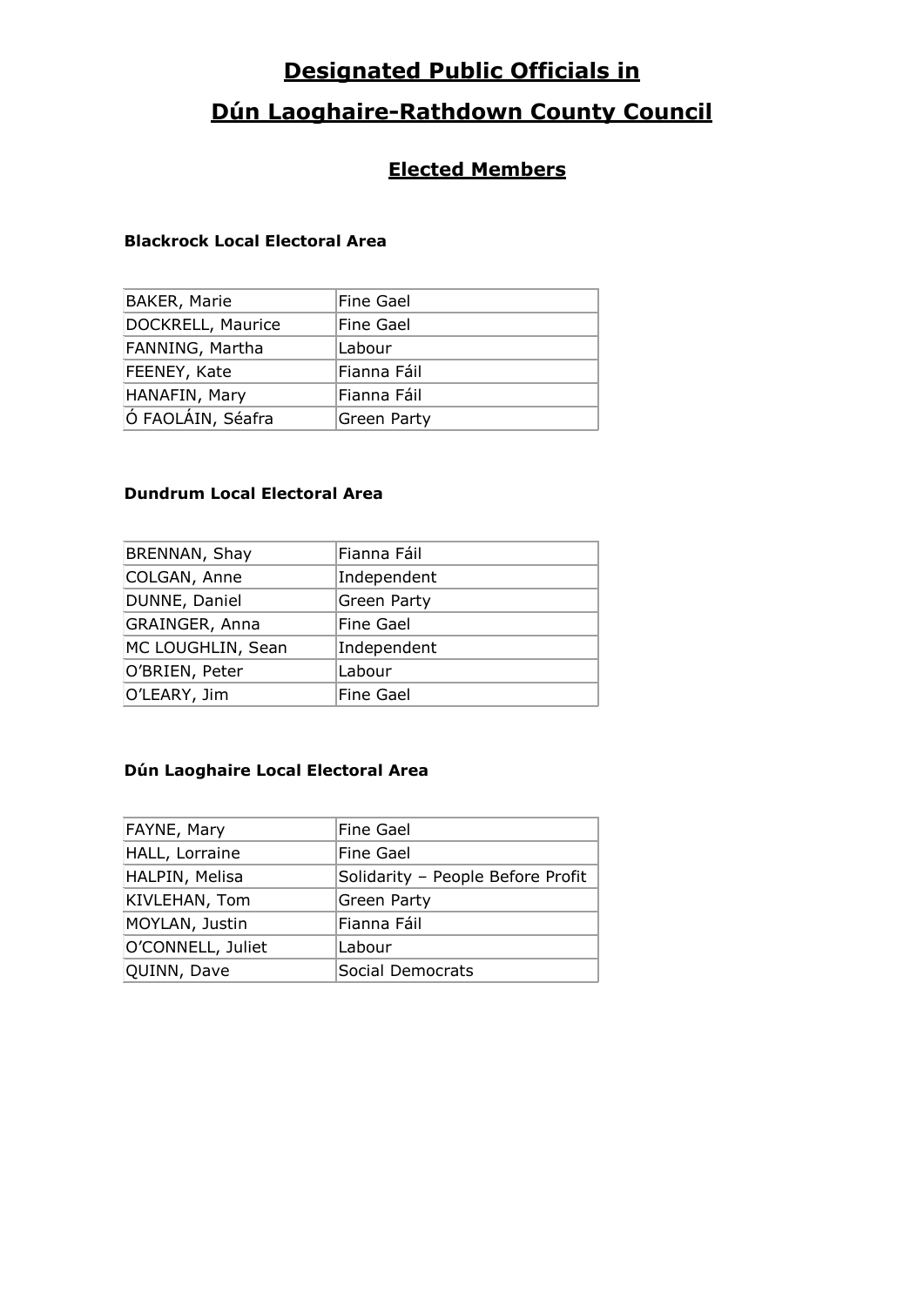# Designated Public Officials in
# Dún Laoghaire-Rathdown County Council

## Elected Members

**Blackrock Local Electoral Area**

| | |
|---|---|
| BAKER, Marie | Fine Gael |
| DOCKRELL, Maurice | Fine Gael |
| FANNING, Martha | Labour |
| FEENEY, Kate | Fianna Fáil |
| HANAFIN, Mary | Fianna Fáil |
| Ó FAOLÁIN, Séafra | Green Party |

**Dundrum Local Electoral Area**

| | |
|---|---|
| BRENNAN, Shay | Fianna Fáil |
| COLGAN, Anne | Independent |
| DUNNE, Daniel | Green Party |
| GRAINGER, Anna | Fine Gael |
| MC LOUGHLIN, Sean | Independent |
| O'BRIEN, Peter | Labour |
| O'LEARY, Jim | Fine Gael |

**Dún Laoghaire Local Electoral Area**

| | |
|---|---|
| FAYNE, Mary | Fine Gael |
| HALL, Lorraine | Fine Gael |
| HALPIN, Melisa | Solidarity – People Before Profit |
| KIVLEHAN, Tom | Green Party |
| MOYLAN, Justin | Fianna Fáil |
| O'CONNELL, Juliet | Labour |
| QUINN, Dave | Social Democrats |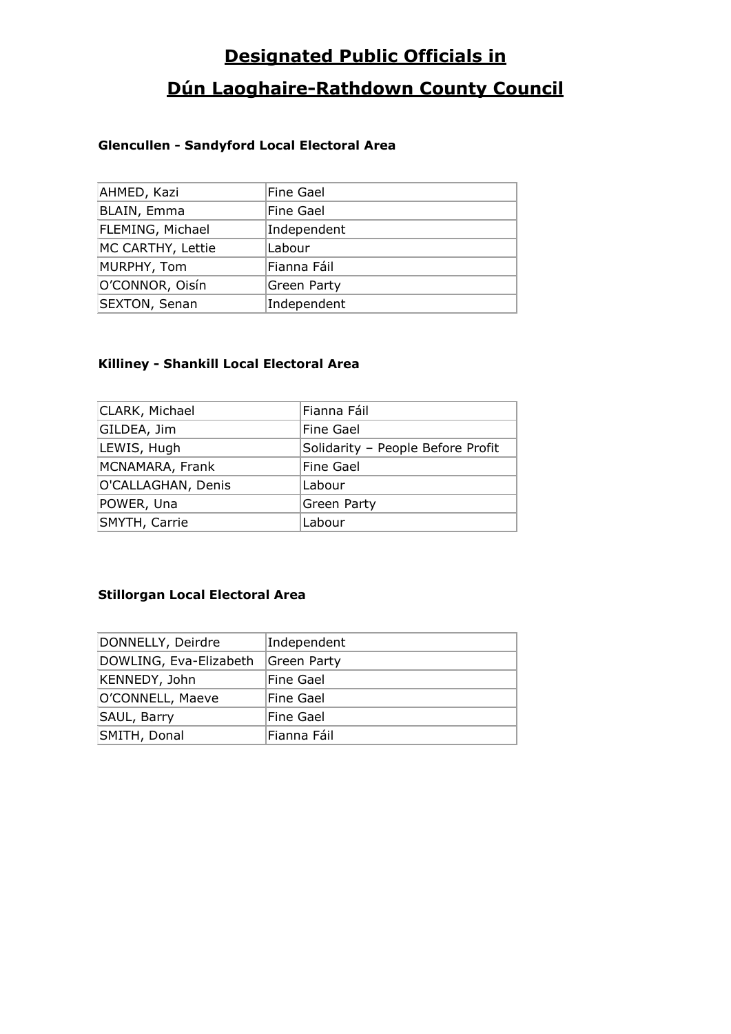# Designated Public Officials in

# Dún Laoghaire-Rathdown County Council

**Glencullen - Sandyford Local Electoral Area**

| | |
|---|---|
| AHMED, Kazi | Fine Gael |
| BLAIN, Emma | Fine Gael |
| FLEMING, Michael | Independent |
| MC CARTHY, Lettie | Labour |
| MURPHY, Tom | Fianna Fáil |
| O'CONNOR, Oisín | Green Party |
| SEXTON, Senan | Independent |

**Killiney - Shankill Local Electoral Area**

| | |
|---|---|
| CLARK, Michael | Fianna Fáil |
| GILDEA, Jim | Fine Gael |
| LEWIS, Hugh | Solidarity – People Before Profit |
| MCNAMARA, Frank | Fine Gael |
| O'CALLAGHAN, Denis | Labour |
| POWER, Una | Green Party |
| SMYTH, Carrie | Labour |

**Stillorgan Local Electoral Area**

| | |
|---|---|
| DONNELLY, Deirdre | Independent |
| DOWLING, Eva-Elizabeth | Green Party |
| KENNEDY, John | Fine Gael |
| O'CONNELL, Maeve | Fine Gael |
| SAUL, Barry | Fine Gael |
| SMITH, Donal | Fianna Fáil |